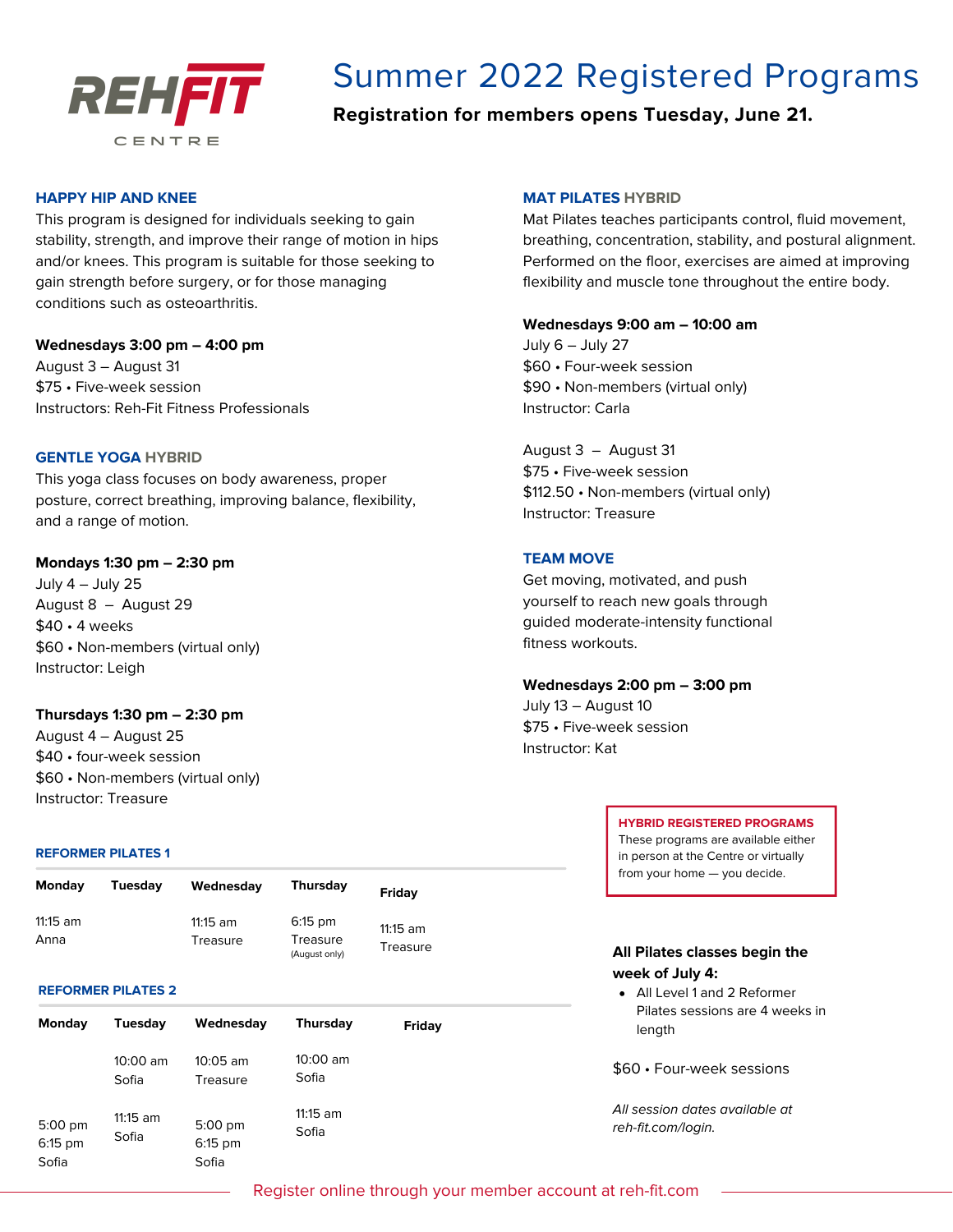REHFIT CENTRE

# Summer 2022 Registered Programs

**Registration for members opens Tuesday, June 21.**

## HAPPY HIP AND KNEE

This program is designed for individuals seeking to gain stability, strength, and improve their range of motion in hips and/or knees. This program is suitable for those seeking to gain strength before surgery, or for those managing conditions such as osteoarthritis.

**Wednesdays 3:00 pm – 4:00 pm**
August 3 – August 31
$75 • Five-week session
Instructors: Reh-Fit Fitness Professionals

## GENTLE YOGA HYBRID

This yoga class focuses on body awareness, proper posture, correct breathing, improving balance, flexibility, and a range of motion.

**Mondays 1:30 pm – 2:30 pm**
July 4 – July 25
August 8 – August 29
$40 • 4 weeks
$60 • Non-members (virtual only)
Instructor: Leigh

**Thursdays 1:30 pm – 2:30 pm**
August 4 – August 25
$40 • four-week session
$60 • Non-members (virtual only)
Instructor: Treasure

## MAT PILATES HYBRID

Mat Pilates teaches participants control, fluid movement, breathing, concentration, stability, and postural alignment. Performed on the floor, exercises are aimed at improving flexibility and muscle tone throughout the entire body.

**Wednesdays 9:00 am – 10:00 am**
July 6 – July 27
$60 • Four-week session
$90 • Non-members (virtual only)
Instructor: Carla

August 3 – August 31
$75 • Five-week session
$112.50 • Non-members (virtual only)
Instructor: Treasure

## TEAM MOVE

Get moving, motivated, and push yourself to reach new goals through guided moderate-intensity functional fitness workouts.

**Wednesdays 2:00 pm – 3:00 pm**
July 13 – August 10
$75 • Five-week session
Instructor: Kat

## REFORMER PILATES 1

| Monday | Tuesday | Wednesday | Thursday | Friday |
|---|---|---|---|---|
| 11:15 am Anna | | 11:15 am Treasure | 6:15 pm Treasure (August only) | 11:15 am Treasure |

## REFORMER PILATES 2

| Monday | Tuesday | Wednesday | Thursday | Friday |
|---|---|---|---|---|
| | 10:00 am Sofia | 10:05 am Treasure | 10:00 am Sofia | |
| 5:00 pm 6:15 pm Sofia | 11:15 am Sofia | 5:00 pm 6:15 pm Sofia | 11:15 am Sofia | |

**HYBRID REGISTERED PROGRAMS**
These programs are available either in person at the Centre or virtually from your home — you decide.

**All Pilates classes begin the week of July 4:**

- All Level 1 and 2 Reformer Pilates sessions are 4 weeks in length

$60 • Four-week sessions

*All session dates available at reh-fit.com/login.*

Register online through your member account at reh-fit.com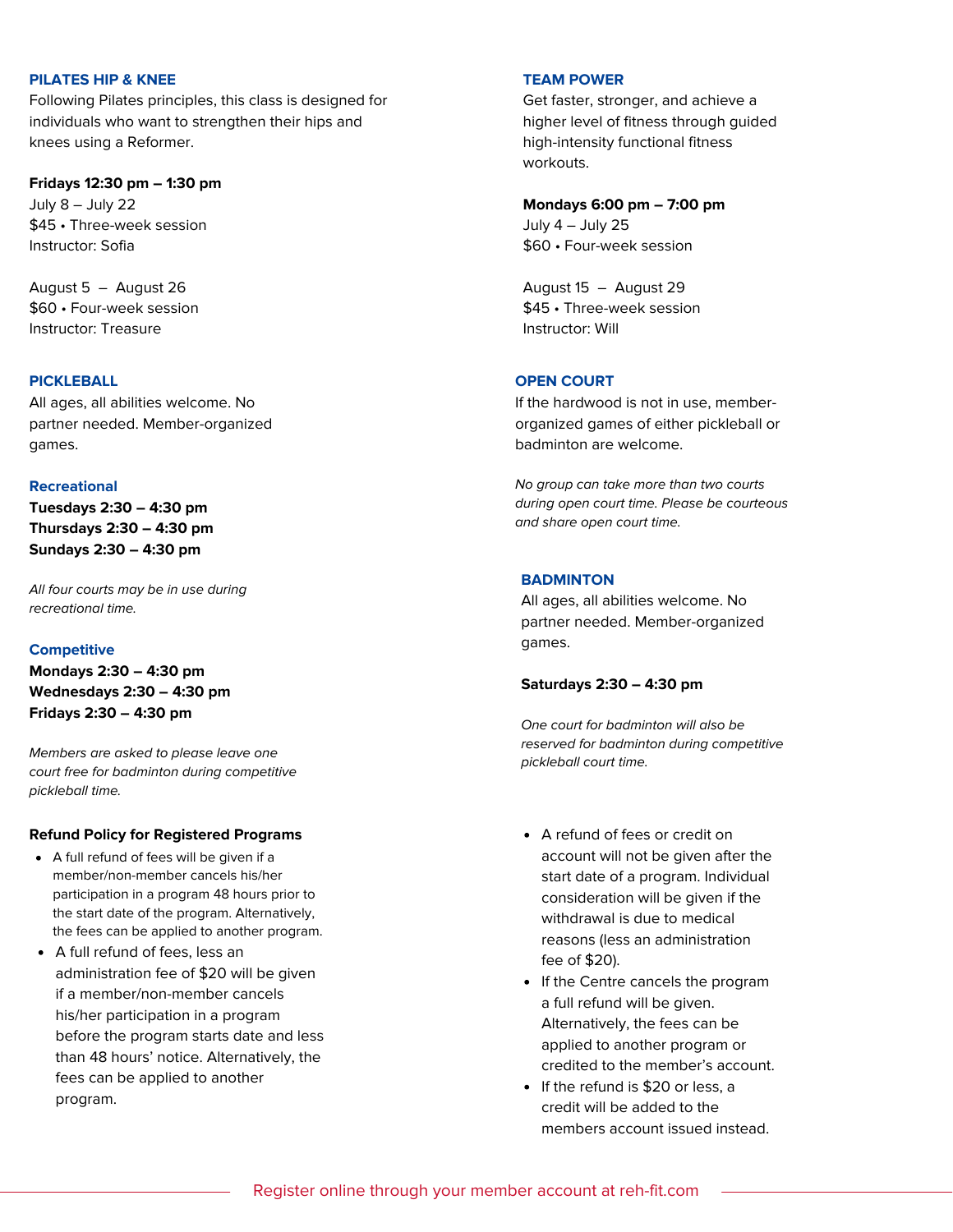### PILATES HIP & KNEE

Following Pilates principles, this class is designed for individuals who want to strengthen their hips and knees using a Reformer.

**Fridays 12:30 pm – 1:30 pm**
July 8 – July 22
$45 • Three-week session
Instructor: Sofia

August 5 – August 26
$60 • Four-week session
Instructor: Treasure

### PICKLEBALL

All ages, all abilities welcome. No partner needed. Member-organized games.

#### Recreational

**Tuesdays 2:30 – 4:30 pm**
**Thursdays 2:30 – 4:30 pm**
**Sundays 2:30 – 4:30 pm**

*All four courts may be in use during recreational time.*

#### Competitive

**Mondays 2:30 – 4:30 pm**
**Wednesdays 2:30 – 4:30 pm**
**Fridays 2:30 – 4:30 pm**

*Members are asked to please leave one court free for badminton during competitive pickleball time.*

### TEAM POWER

Get faster, stronger, and achieve a higher level of fitness through guided high-intensity functional fitness workouts.

**Mondays 6:00 pm – 7:00 pm**
July 4 – July 25
$60 • Four-week session

August 15 – August 29
$45 • Three-week session
Instructor: Will

### OPEN COURT

If the hardwood is not in use, member-organized games of either pickleball or badminton are welcome.

*No group can take more than two courts during open court time. Please be courteous and share open court time.*

### BADMINTON

All ages, all abilities welcome. No partner needed. Member-organized games.

**Saturdays 2:30 – 4:30 pm**

*One court for badminton will also be reserved for badminton during competitive pickleball court time.*

### Refund Policy for Registered Programs

- A full refund of fees will be given if a member/non-member cancels his/her participation in a program 48 hours prior to the start date of the program. Alternatively, the fees can be applied to another program.
- A full refund of fees, less an administration fee of $20 will be given if a member/non-member cancels his/her participation in a program before the program starts date and less than 48 hours' notice. Alternatively, the fees can be applied to another program.
- A refund of fees or credit on account will not be given after the start date of a program. Individual consideration will be given if the withdrawal is due to medical reasons (less an administration fee of $20).
- If the Centre cancels the program a full refund will be given. Alternatively, the fees can be applied to another program or credited to the member's account.
- If the refund is $20 or less, a credit will be added to the members account issued instead.

Register online through your member account at reh-fit.com